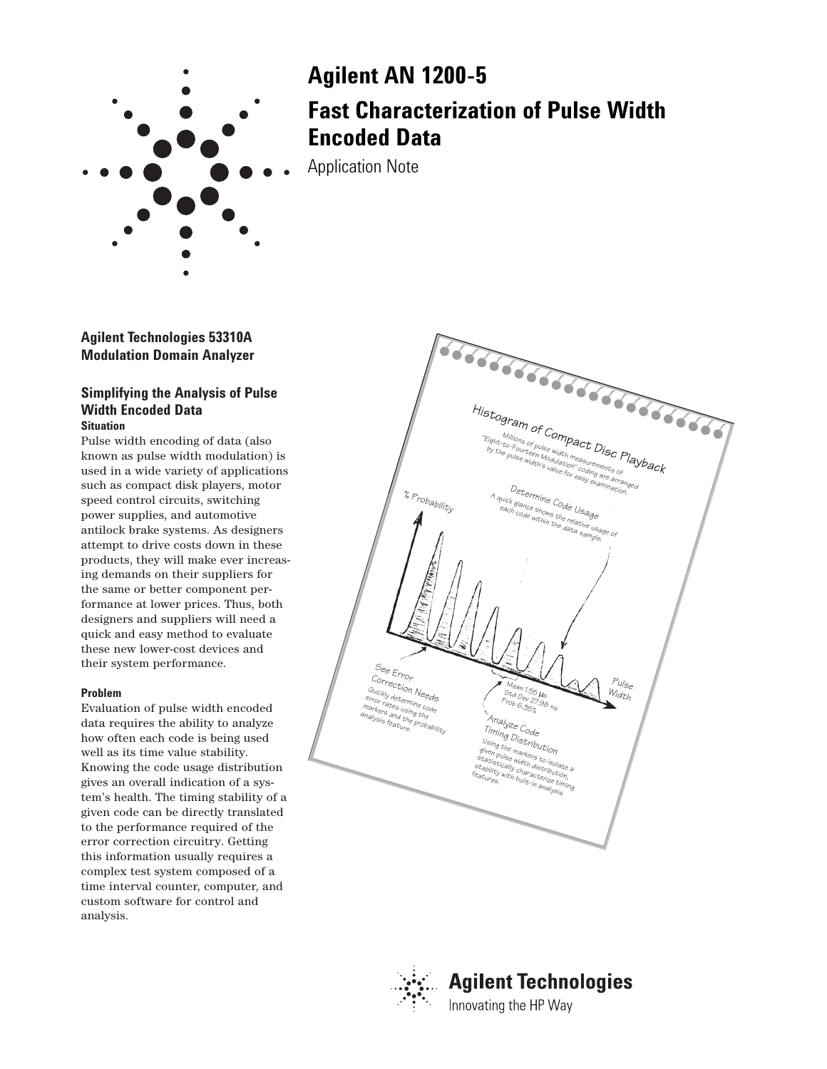# Agilent AN 1200-5

# Fast Characterization of Pulse Width Encoded Data

Application Note

**Agilent Technologies 53310A Modulation Domain Analyzer**

## Simplifying the Analysis of Pulse Width Encoded Data

### Situation

Pulse width encoding of data (also known as pulse width modulation) is used in a wide variety of applications such as compact disk players, motor speed control circuits, switching power supplies, and automotive antilock brake systems. As designers attempt to drive costs down in these products, they will make ever increasing demands on their suppliers for the same or better component performance at lower prices. Thus, both designers and suppliers will need a quick and easy method to evaluate these new lower-cost devices and their system performance.

### Problem

Evaluation of pulse width encoded data requires the ability to analyze how often each code is being used well as its time value stability. Knowing the code usage distribution gives an overall indication of a system's health. The timing stability of a given code can be directly translated to the performance required of the error correction circuitry. Getting this information usually requires a complex test system composed of a time interval counter, computer, and custom software for control and analysis.

Histogram of Compact Disc Playback

Millions of pulse width measurements of "Eight-to-Fourteen Modulation" coding are arranged by the pulse width's value for easy examination.

Determine Code Usage

A quick glance shows the relative usage of each code within the data sample.

% Probability

Pulse Width

Mean 1.55 µs
Std Dev 27.98 ns
Prob 6.35%

See Error Correction Needs

Quickly determine code error rates using the markers and the probability analysis feature.

Analyze Code Timing Distribution

Using the markers to isolate a given pulse width distribution, statistically characterize timing stability with built-in analysis features.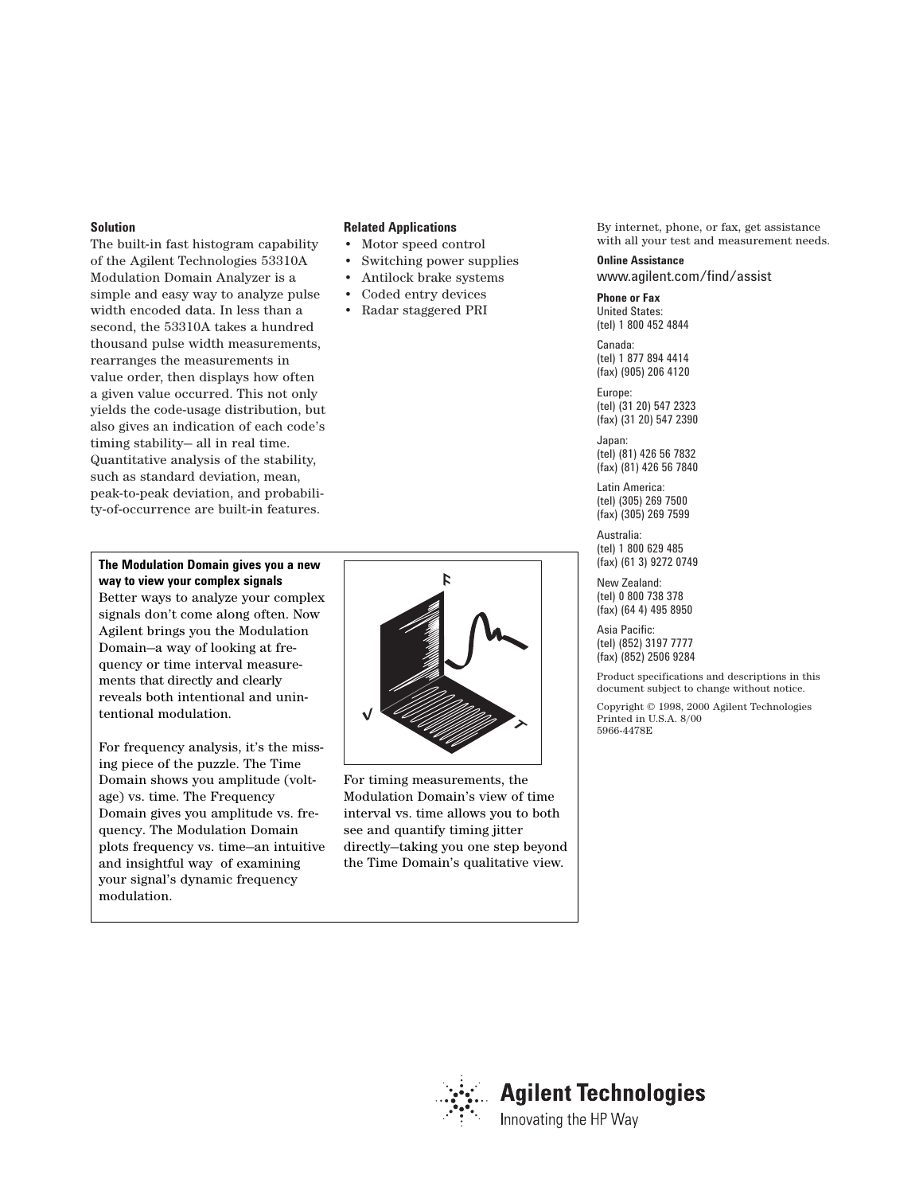**Solution**

The built-in fast histogram capability of the Agilent Technologies 53310A Modulation Domain Analyzer is a simple and easy way to analyze pulse width encoded data. In less than a second, the 53310A takes a hundred thousand pulse width measurements, rearranges the measurements in value order, then displays how often a given value occurred. This not only yields the code-usage distribution, but also gives an indication of each code's timing stability— all in real time. Quantitative analysis of the stability, such as standard deviation, mean, peak-to-peak deviation, and probability-of-occurrence are built-in features.

**Related Applications**

- Motor speed control
- Switching power supplies
- Antilock brake systems
- Coded entry devices
- Radar staggered PRI

**The Modulation Domain gives you a new way to view your complex signals**

Better ways to analyze your complex signals don't come along often. Now Agilent brings you the Modulation Domain—a way of looking at frequency or time interval measurements that directly and clearly reveals both intentional and unintentional modulation.

For frequency analysis, it's the missing piece of the puzzle. The Time Domain shows you amplitude (voltage) vs. time. The Frequency Domain gives you amplitude vs. frequency. The Modulation Domain plots frequency vs. time—an intuitive and insightful way of examining your signal's dynamic frequency modulation.

F

V

T

For timing measurements, the Modulation Domain's view of time interval vs. time allows you to both see and quantify timing jitter directly—taking you one step beyond the Time Domain's qualitative view.

By internet, phone, or fax, get assistance with all your test and measurement needs.

**Online Assistance**

www.agilent.com/find/assist

**Phone or Fax**

United States:
(tel) 1 800 452 4844

Canada:
(tel) 1 877 894 4414
(fax) (905) 206 4120

Europe:
(tel) (31 20) 547 2323
(fax) (31 20) 547 2390

Japan:
(tel) (81) 426 56 7832
(fax) (81) 426 56 7840

Latin America:
(tel) (305) 269 7500
(fax) (305) 269 7599

Australia:
(tel) 1 800 629 485
(fax) (61 3) 9272 0749

New Zealand:
(tel) 0 800 738 378
(fax) (64 4) 495 8950

Asia Pacific:
(tel) (852) 3197 7777
(fax) (852) 2506 9284

Product specifications and descriptions in this document subject to change without notice.

Copyright © 1998, 2000 Agilent Technologies
Printed in U.S.A. 8/00
5966-4478E

**Agilent Technologies**
Innovating the HP Way